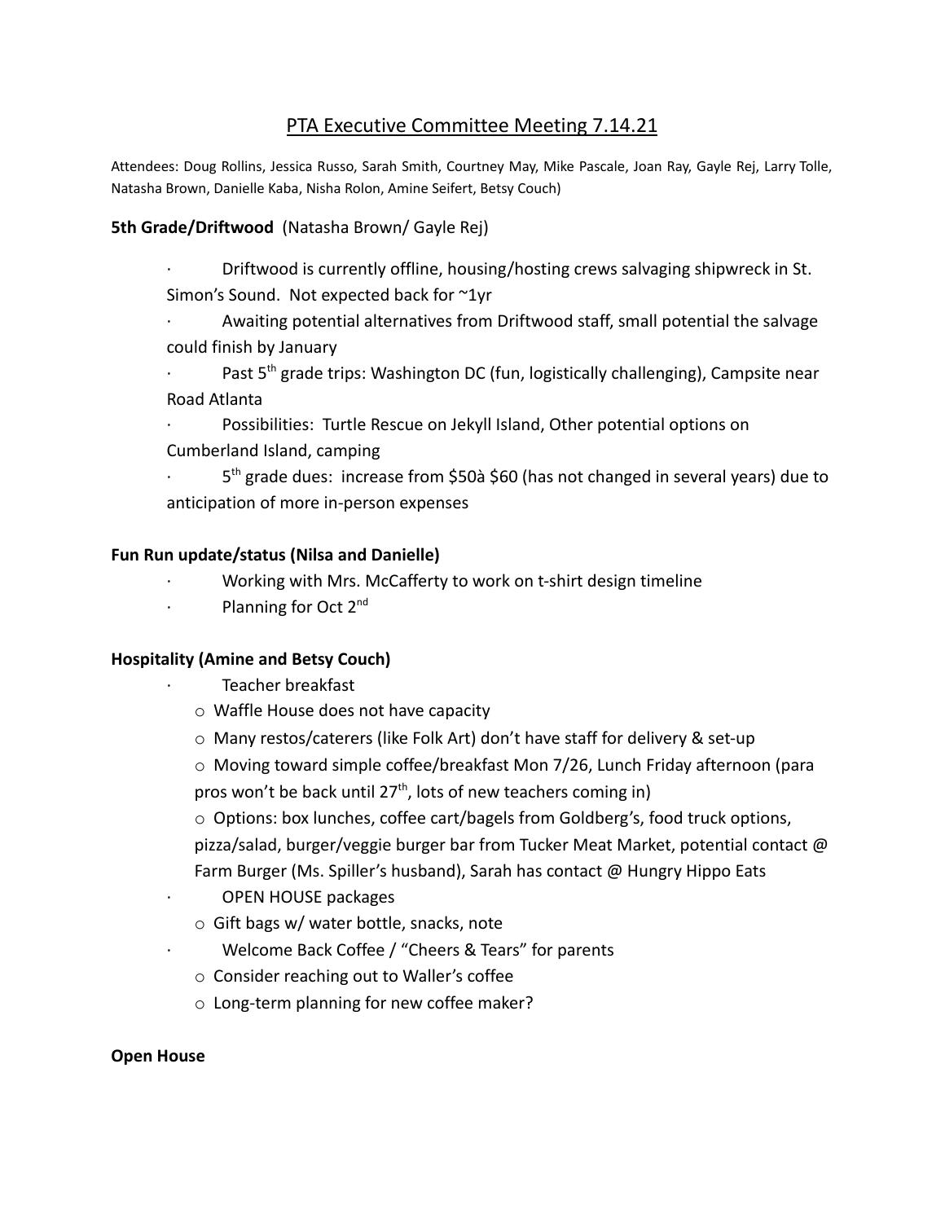# PTA Executive Committee Meeting 7.14.21

Attendees: Doug Rollins, Jessica Russo, Sarah Smith, Courtney May, Mike Pascale, Joan Ray, Gayle Rej, Larry Tolle, Natasha Brown, Danielle Kaba, Nisha Rolon, Amine Seifert, Betsy Couch)

**5th Grade/Driftwood** (Natasha Brown/ Gayle Rej)

- Driftwood is currently offline, housing/hosting crews salvaging shipwreck in St. Simon's Sound. Not expected back for ~1yr
- Awaiting potential alternatives from Driftwood staff, small potential the salvage could finish by January
- Past 5th grade trips: Washington DC (fun, logistically challenging), Campsite near Road Atlanta
- Possibilities: Turtle Rescue on Jekyll Island, Other potential options on Cumberland Island, camping
- 5th grade dues: increase from $50à $60 (has not changed in several years) due to anticipation of more in-person expenses

**Fun Run update/status (Nilsa and Danielle)**

- Working with Mrs. McCafferty to work on t-shirt design timeline
- Planning for Oct 2nd

**Hospitality (Amine and Betsy Couch)**

- Teacher breakfast
  - Waffle House does not have capacity
  - Many restos/caterers (like Folk Art) don't have staff for delivery & set-up
  - Moving toward simple coffee/breakfast Mon 7/26, Lunch Friday afternoon (para pros won't be back until 27th, lots of new teachers coming in)
  - Options: box lunches, coffee cart/bagels from Goldberg's, food truck options, pizza/salad, burger/veggie burger bar from Tucker Meat Market, potential contact @ Farm Burger (Ms. Spiller's husband), Sarah has contact @ Hungry Hippo Eats
- OPEN HOUSE packages
  - Gift bags w/ water bottle, snacks, note
- Welcome Back Coffee / "Cheers & Tears" for parents
  - Consider reaching out to Waller's coffee
  - Long-term planning for new coffee maker?

**Open House**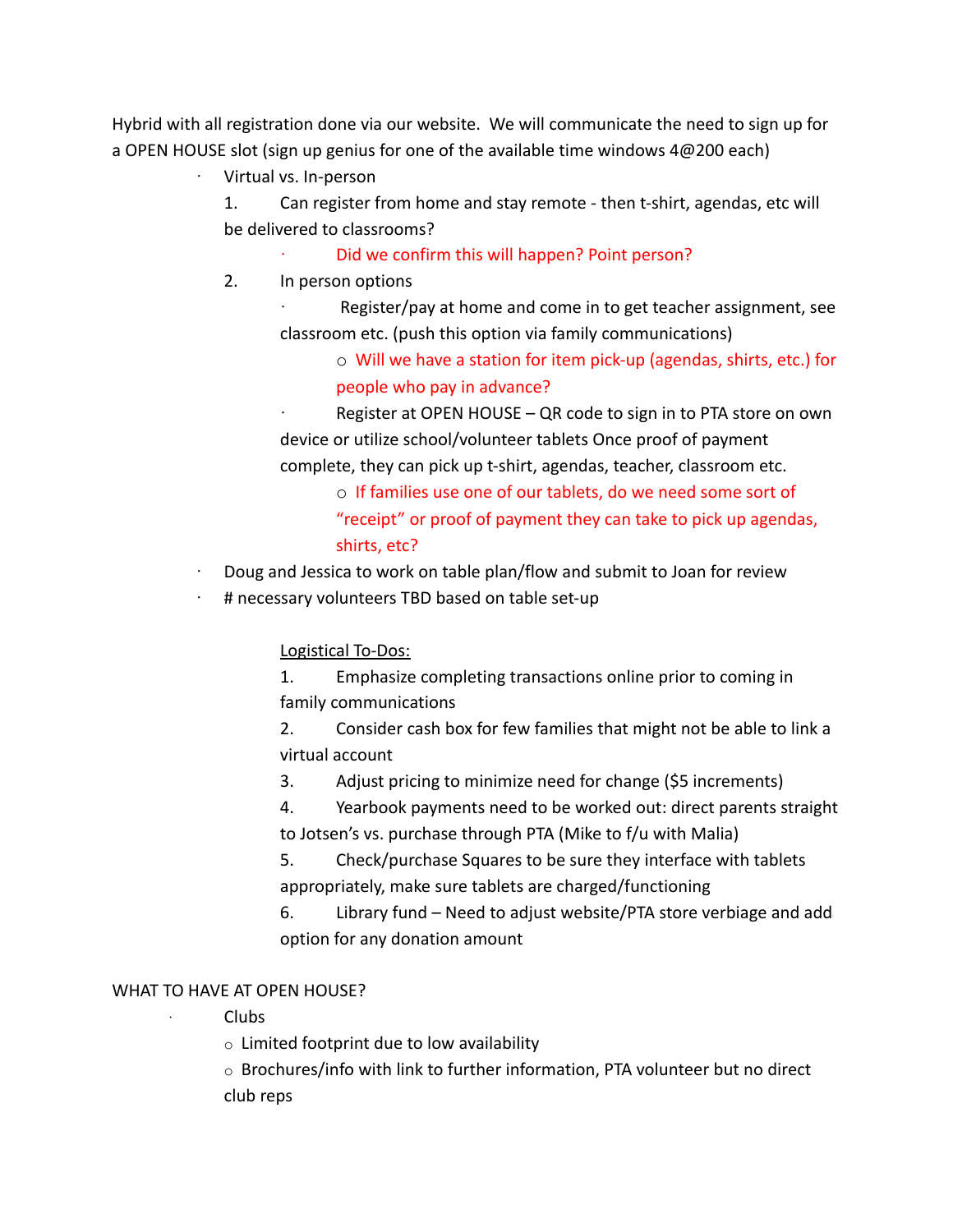Hybrid with all registration done via our website. We will communicate the need to sign up for a OPEN HOUSE slot (sign up genius for one of the available time windows 4@200 each)

- Virtual vs. In-person
  1. Can register from home and stay remote - then t-shirt, agendas, etc will be delivered to classrooms?
     - Did we confirm this will happen? Point person?
  2. In person options
     - Register/pay at home and come in to get teacher assignment, see classroom etc. (push this option via family communications)
       - Will we have a station for item pick-up (agendas, shirts, etc.) for people who pay in advance?
     - Register at OPEN HOUSE – QR code to sign in to PTA store on own device or utilize school/volunteer tablets Once proof of payment complete, they can pick up t-shirt, agendas, teacher, classroom etc.
       - If families use one of our tablets, do we need some sort of "receipt" or proof of payment they can take to pick up agendas, shirts, etc?
- Doug and Jessica to work on table plan/flow and submit to Joan for review
- # necessary volunteers TBD based on table set-up

<u>Logistical To-Dos:</u>

1. Emphasize completing transactions online prior to coming in family communications
2. Consider cash box for few families that might not be able to link a virtual account
3. Adjust pricing to minimize need for change ($5 increments)
4. Yearbook payments need to be worked out: direct parents straight to Jotsen's vs. purchase through PTA (Mike to f/u with Malia)
5. Check/purchase Squares to be sure they interface with tablets appropriately, make sure tablets are charged/functioning
6. Library fund – Need to adjust website/PTA store verbiage and add option for any donation amount

WHAT TO HAVE AT OPEN HOUSE?

- Clubs
  - Limited footprint due to low availability
  - Brochures/info with link to further information, PTA volunteer but no direct club reps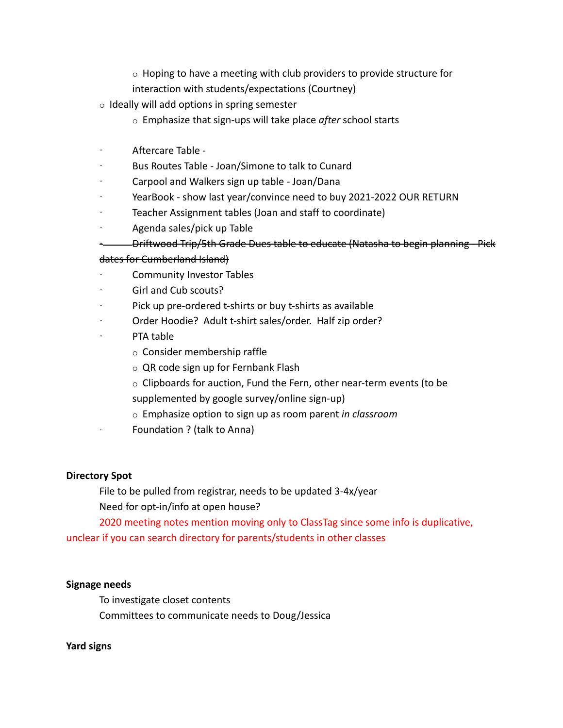- Hoping to have a meeting with club providers to provide structure for interaction with students/expectations (Courtney)
- Ideally will add options in spring semester
    - Emphasize that sign-ups will take place *after* school starts

- Aftercare Table -
- Bus Routes Table - Joan/Simone to talk to Cunard
- Carpool and Walkers sign up table - Joan/Dana
- YearBook - show last year/convince need to buy 2021-2022 OUR RETURN
- Teacher Assignment tables (Joan and staff to coordinate)
- Agenda sales/pick up Table
- ~~Driftwood Trip/5th Grade Dues table to educate (Natasha to begin planning - Pick dates for Cumberland Island)~~
- Community Investor Tables
- Girl and Cub scouts?
- Pick up pre-ordered t-shirts or buy t-shirts as available
- Order Hoodie? Adult t-shirt sales/order. Half zip order?
- PTA table
    - Consider membership raffle
    - QR code sign up for Fernbank Flash
    - Clipboards for auction, Fund the Fern, other near-term events (to be supplemented by google survey/online sign-up)
    - Emphasize option to sign up as room parent *in classroom*
- Foundation ? (talk to Anna)

**Directory Spot**

File to be pulled from registrar, needs to be updated 3-4x/year

Need for opt-in/info at open house?

2020 meeting notes mention moving only to ClassTag since some info is duplicative, unclear if you can search directory for parents/students in other classes

**Signage needs**

To investigate closet contents

Committees to communicate needs to Doug/Jessica

**Yard signs**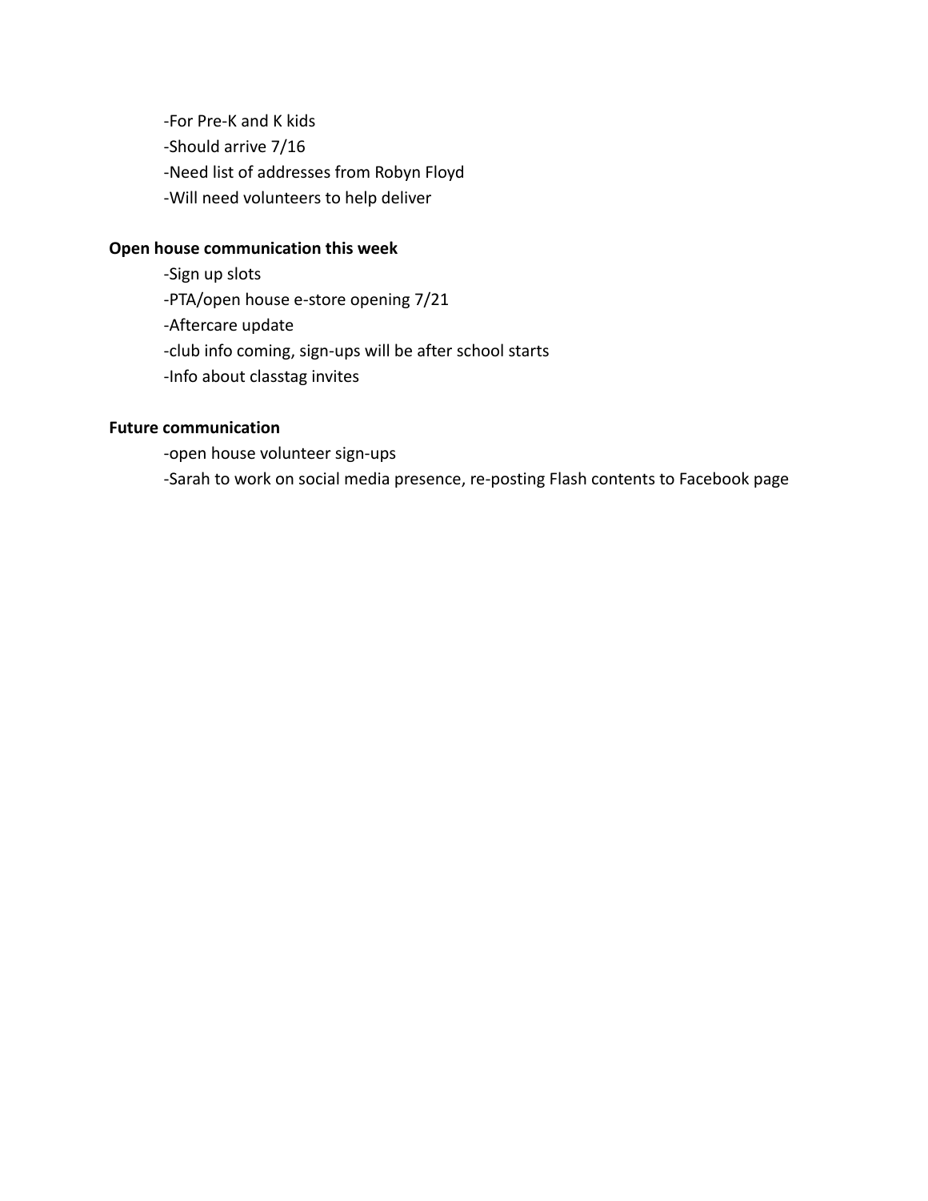-For Pre-K and K kids
-Should arrive 7/16
-Need list of addresses from Robyn Floyd
-Will need volunteers to help deliver

**Open house communication this week**

-Sign up slots
-PTA/open house e-store opening 7/21
-Aftercare update
-club info coming, sign-ups will be after school starts
-Info about classtag invites

**Future communication**

-open house volunteer sign-ups
-Sarah to work on social media presence, re-posting Flash contents to Facebook page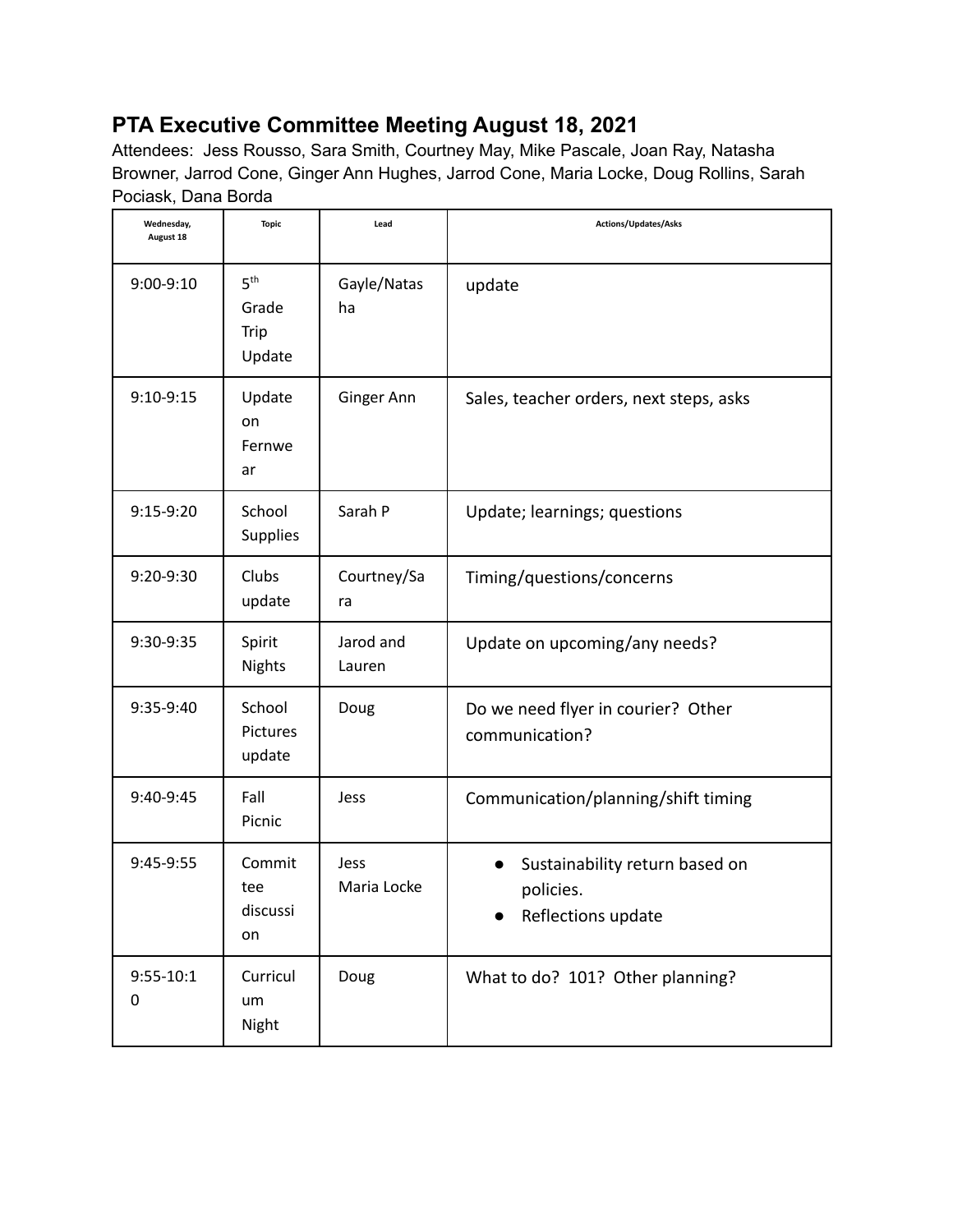## PTA Executive Committee Meeting August 18, 2021

Attendees: Jess Rousso, Sara Smith, Courtney May, Mike Pascale, Joan Ray, Natasha Browner, Jarrod Cone, Ginger Ann Hughes, Jarrod Cone, Maria Locke, Doug Rollins, Sarah Pociask, Dana Borda

| Wednesday, August 18 | Topic | Lead | Actions/Updates/Asks |
|---|---|---|---|
| 9:00-9:10 | 5th Grade Trip Update | Gayle/Natasha | update |
| 9:10-9:15 | Update on Fernwear | Ginger Ann | Sales, teacher orders, next steps, asks |
| 9:15-9:20 | School Supplies | Sarah P | Update; learnings; questions |
| 9:20-9:30 | Clubs update | Courtney/Sara | Timing/questions/concerns |
| 9:30-9:35 | Spirit Nights | Jarod and Lauren | Update on upcoming/any needs? |
| 9:35-9:40 | School Pictures update | Doug | Do we need flyer in courier? Other communication? |
| 9:40-9:45 | Fall Picnic | Jess | Communication/planning/shift timing |
| 9:45-9:55 | Committee discussion | Jess<br>Maria Locke | • Sustainability return based on policies.<br>• Reflections update |
| 9:55-10:10 | Curriculum Night | Doug | What to do? 101? Other planning? |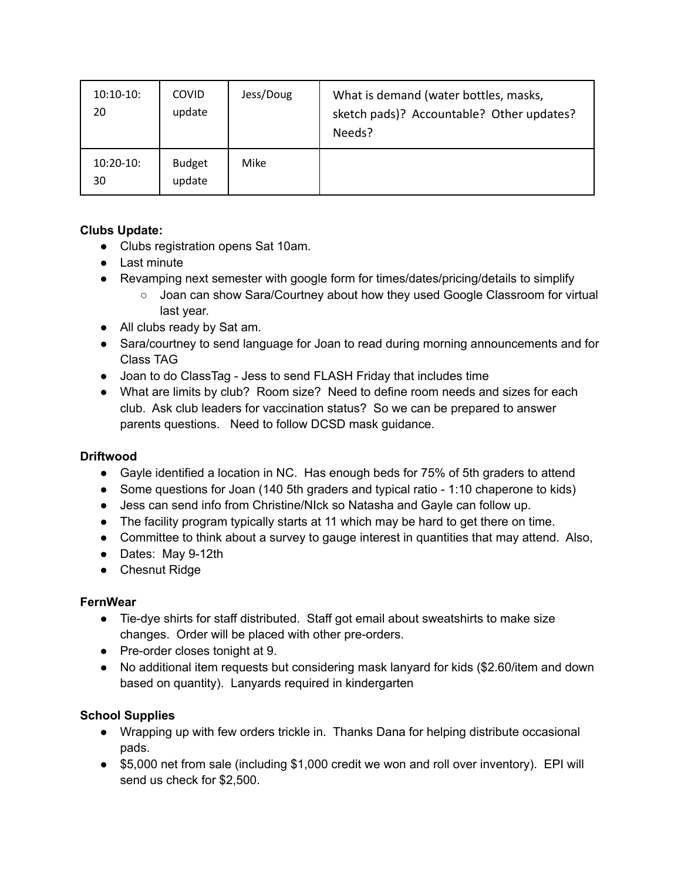| 10:10-10:20 | COVID update | Jess/Doug | What is demand (water bottles, masks, sketch pads)? Accountable? Other updates? Needs? |
|---|---|---|---|
| 10:20-10:30 | Budget update | Mike | |

**Clubs Update:**

- Clubs registration opens Sat 10am.
- Last minute
- Revamping next semester with google form for times/dates/pricing/details to simplify
  - Joan can show Sara/Courtney about how they used Google Classroom for virtual last year.
- All clubs ready by Sat am.
- Sara/courtney to send language for Joan to read during morning announcements and for Class TAG
- Joan to do ClassTag - Jess to send FLASH Friday that includes time
- What are limits by club? Room size? Need to define room needs and sizes for each club. Ask club leaders for vaccination status? So we can be prepared to answer parents questions. Need to follow DCSD mask guidance.

**Driftwood**

- Gayle identified a location in NC. Has enough beds for 75% of 5th graders to attend
- Some questions for Joan (140 5th graders and typical ratio - 1:10 chaperone to kids)
- Jess can send info from Christine/NIck so Natasha and Gayle can follow up.
- The facility program typically starts at 11 which may be hard to get there on time.
- Committee to think about a survey to gauge interest in quantities that may attend. Also,
- Dates: May 9-12th
- Chesnut Ridge

**FernWear**

- Tie-dye shirts for staff distributed. Staff got email about sweatshirts to make size changes. Order will be placed with other pre-orders.
- Pre-order closes tonight at 9.
- No additional item requests but considering mask lanyard for kids ($2.60/item and down based on quantity). Lanyards required in kindergarten

**School Supplies**

- Wrapping up with few orders trickle in. Thanks Dana for helping distribute occasional pads.
- $5,000 net from sale (including $1,000 credit we won and roll over inventory). EPI will send us check for $2,500.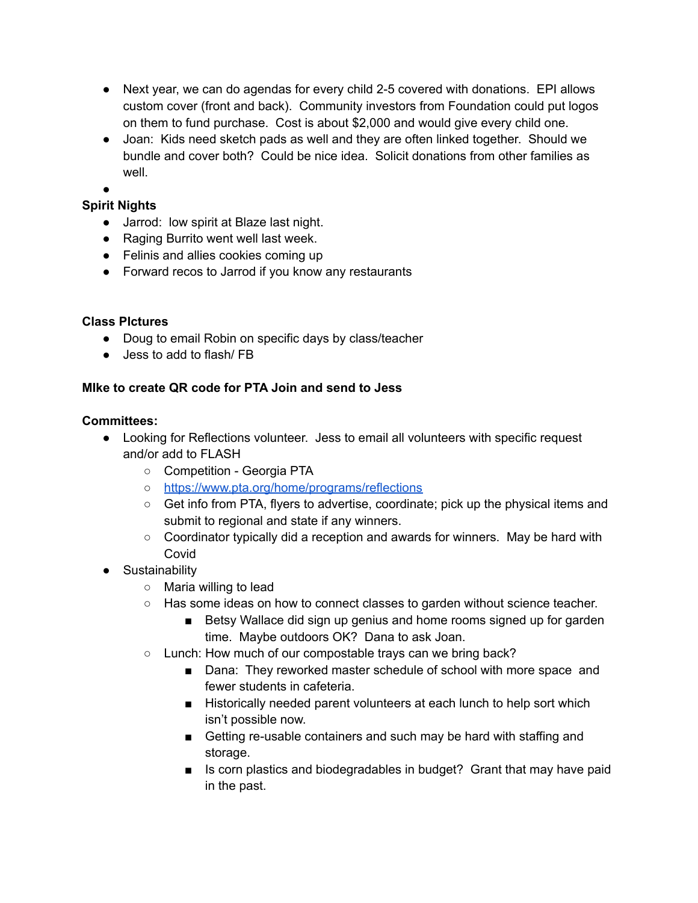- Next year, we can do agendas for every child 2-5 covered with donations. EPI allows custom cover (front and back). Community investors from Foundation could put logos on them to fund purchase. Cost is about $2,000 and would give every child one.
- Joan: Kids need sketch pads as well and they are often linked together. Should we bundle and cover both? Could be nice idea. Solicit donations from other families as well.
-

**Spirit Nights**

- Jarrod: low spirit at Blaze last night.
- Raging Burrito went well last week.
- Felinis and allies cookies coming up
- Forward recos to Jarrod if you know any restaurants

**Class PIctures**

- Doug to email Robin on specific days by class/teacher
- Jess to add to flash/ FB

**MIke to create QR code for PTA Join and send to Jess**

**Committees:**

- Looking for Reflections volunteer. Jess to email all volunteers with specific request and/or add to FLASH
  - Competition - Georgia PTA
  - [https://www.pta.org/home/programs/reflections](https://www.pta.org/home/programs/reflections)
  - Get info from PTA, flyers to advertise, coordinate; pick up the physical items and submit to regional and state if any winners.
  - Coordinator typically did a reception and awards for winners. May be hard with Covid
- Sustainability
  - Maria willing to lead
  - Has some ideas on how to connect classes to garden without science teacher.
    - Betsy Wallace did sign up genius and home rooms signed up for garden time. Maybe outdoors OK? Dana to ask Joan.
  - Lunch: How much of our compostable trays can we bring back?
    - Dana: They reworked master schedule of school with more space and fewer students in cafeteria.
    - Historically needed parent volunteers at each lunch to help sort which isn't possible now.
    - Getting re-usable containers and such may be hard with staffing and storage.
    - Is corn plastics and biodegradables in budget? Grant that may have paid in the past.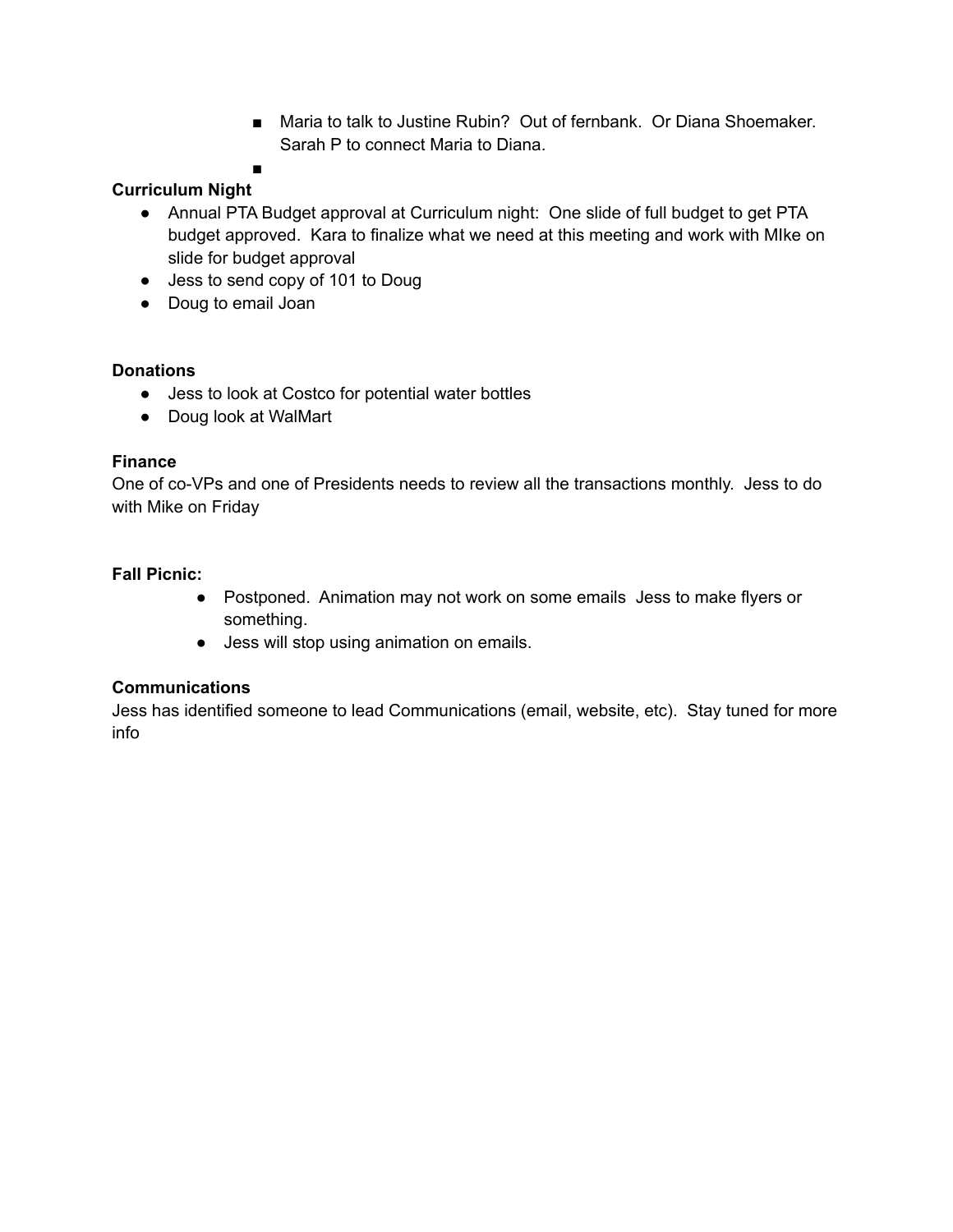- Maria to talk to Justine Rubin? Out of fernbank. Or Diana Shoemaker. Sarah P to connect Maria to Diana.
-

**Curriculum Night**

- Annual PTA Budget approval at Curriculum night: One slide of full budget to get PTA budget approved. Kara to finalize what we need at this meeting and work with MIke on slide for budget approval
- Jess to send copy of 101 to Doug
- Doug to email Joan

**Donations**

- Jess to look at Costco for potential water bottles
- Doug look at WalMart

**Finance**

One of co-VPs and one of Presidents needs to review all the transactions monthly. Jess to do with Mike on Friday

**Fall Picnic:**

- Postponed. Animation may not work on some emails Jess to make flyers or something.
- Jess will stop using animation on emails.

**Communications**

Jess has identified someone to lead Communications (email, website, etc). Stay tuned for more info